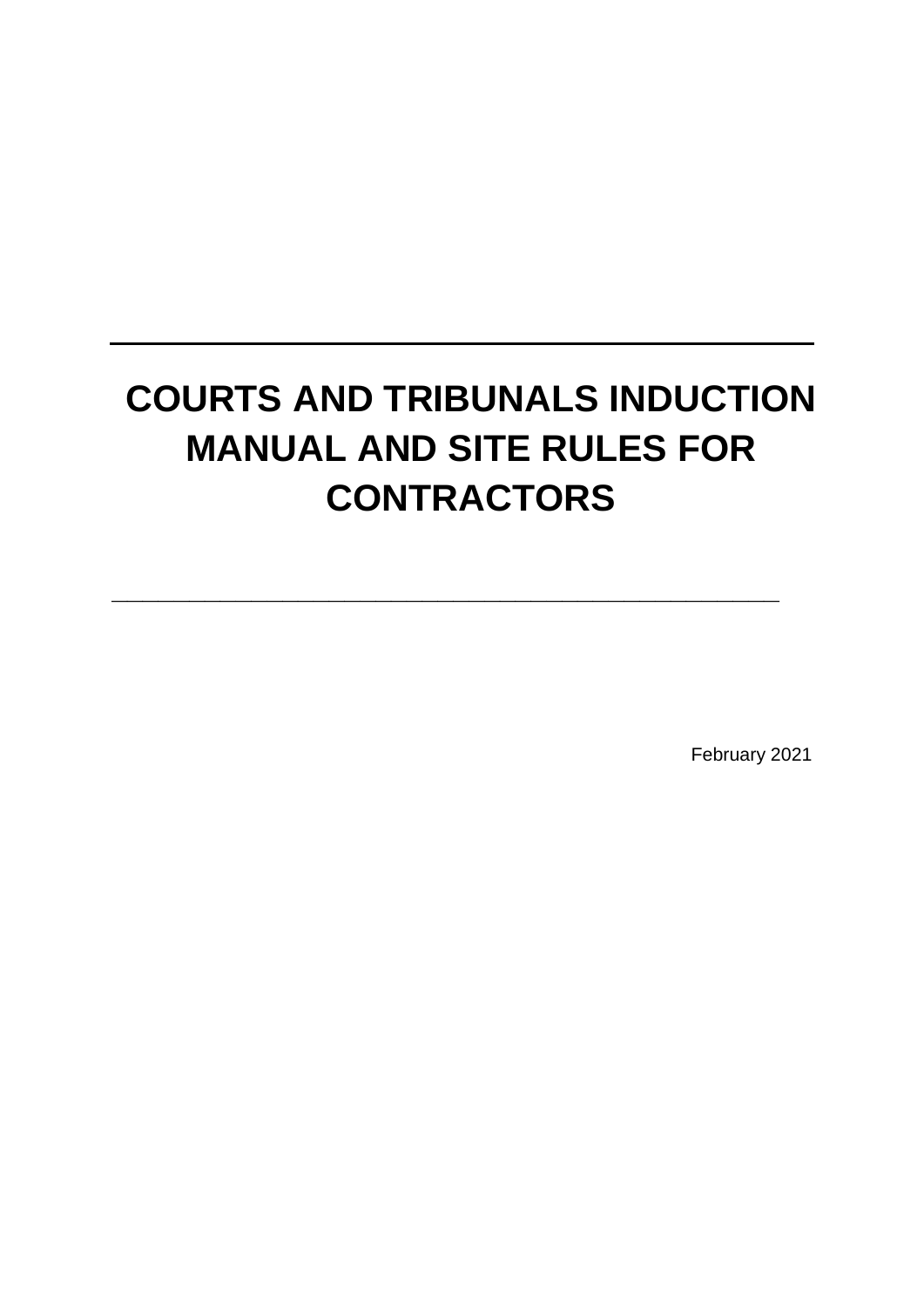# COURTS AND TRIBUNALS INDUCTION MANUAL AND SITE RULES FOR CONTRACTORS

February 2021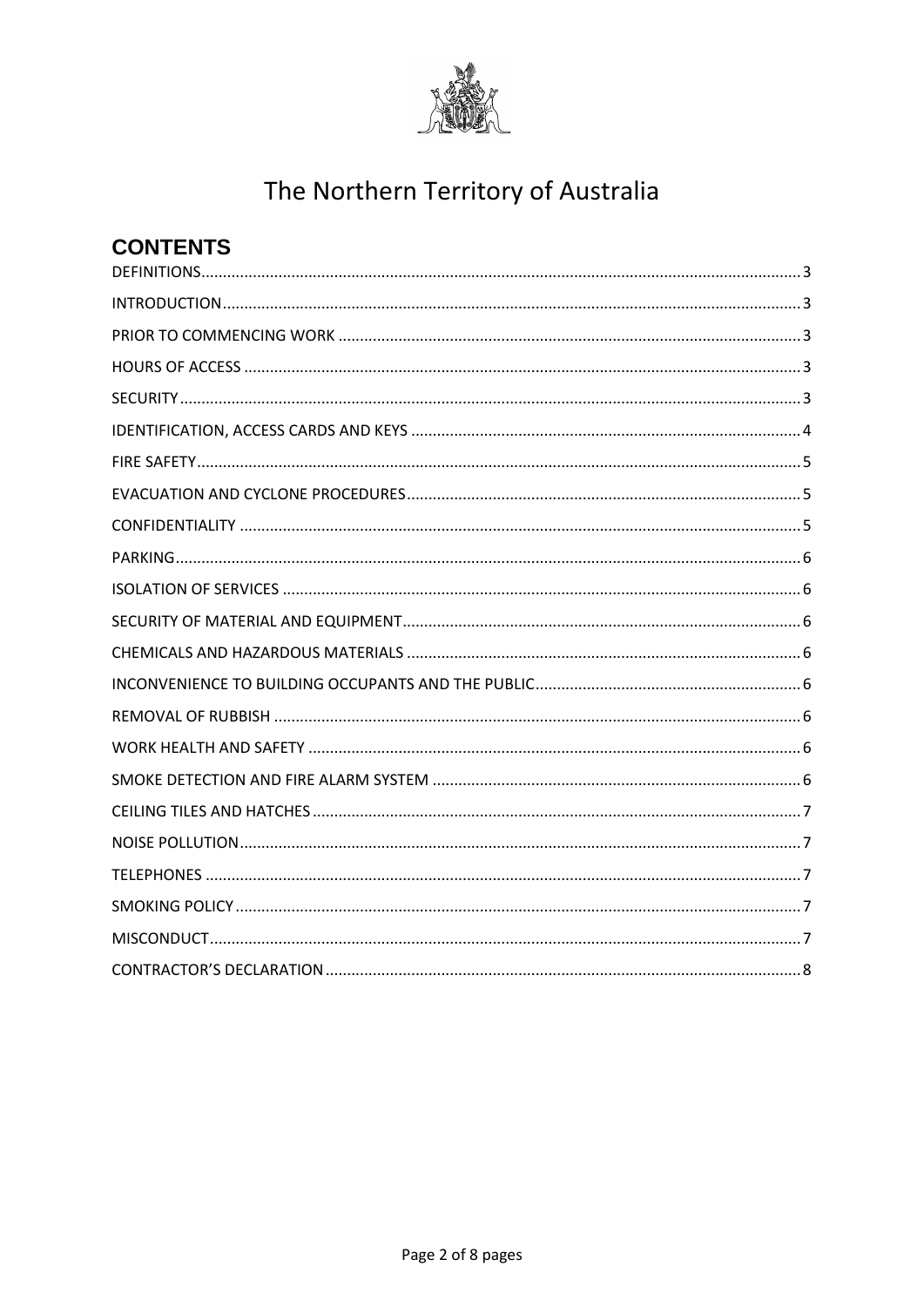# The Northern Territory of Australia

## CONTENTS

| | |
|---|---|
| DEFINITIONS | 3 |
| INTRODUCTION | 3 |
| PRIOR TO COMMENCING WORK | 3 |
| HOURS OF ACCESS | 3 |
| SECURITY | 3 |
| IDENTIFICATION, ACCESS CARDS AND KEYS | 4 |
| FIRE SAFETY | 5 |
| EVACUATION AND CYCLONE PROCEDURES | 5 |
| CONFIDENTIALITY | 5 |
| PARKING | 6 |
| ISOLATION OF SERVICES | 6 |
| SECURITY OF MATERIAL AND EQUIPMENT | 6 |
| CHEMICALS AND HAZARDOUS MATERIALS | 6 |
| INCONVENIENCE TO BUILDING OCCUPANTS AND THE PUBLIC | 6 |
| REMOVAL OF RUBBISH | 6 |
| WORK HEALTH AND SAFETY | 6 |
| SMOKE DETECTION AND FIRE ALARM SYSTEM | 6 |
| CEILING TILES AND HATCHES | 7 |
| NOISE POLLUTION | 7 |
| TELEPHONES | 7 |
| SMOKING POLICY | 7 |
| MISCONDUCT | 7 |
| CONTRACTOR'S DECLARATION | 8 |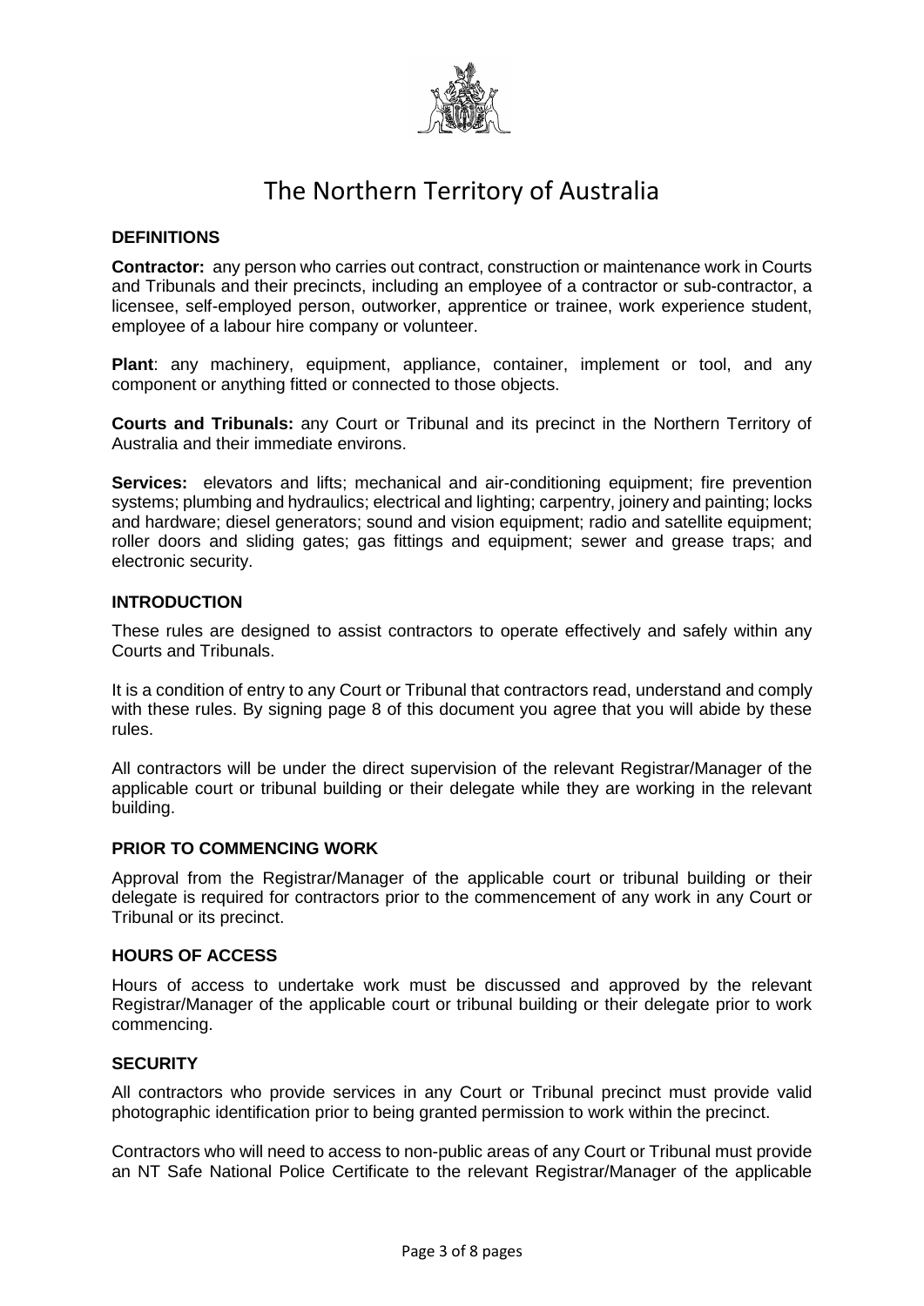# The Northern Territory of Australia

## DEFINITIONS

**Contractor:** any person who carries out contract, construction or maintenance work in Courts and Tribunals and their precincts, including an employee of a contractor or sub-contractor, a licensee, self-employed person, outworker, apprentice or trainee, work experience student, employee of a labour hire company or volunteer.

**Plant**: any machinery, equipment, appliance, container, implement or tool, and any component or anything fitted or connected to those objects.

**Courts and Tribunals:** any Court or Tribunal and its precinct in the Northern Territory of Australia and their immediate environs.

**Services:** elevators and lifts; mechanical and air-conditioning equipment; fire prevention systems; plumbing and hydraulics; electrical and lighting; carpentry, joinery and painting; locks and hardware; diesel generators; sound and vision equipment; radio and satellite equipment; roller doors and sliding gates; gas fittings and equipment; sewer and grease traps; and electronic security.

## INTRODUCTION

These rules are designed to assist contractors to operate effectively and safely within any Courts and Tribunals.

It is a condition of entry to any Court or Tribunal that contractors read, understand and comply with these rules. By signing page 8 of this document you agree that you will abide by these rules.

All contractors will be under the direct supervision of the relevant Registrar/Manager of the applicable court or tribunal building or their delegate while they are working in the relevant building.

## PRIOR TO COMMENCING WORK

Approval from the Registrar/Manager of the applicable court or tribunal building or their delegate is required for contractors prior to the commencement of any work in any Court or Tribunal or its precinct.

## HOURS OF ACCESS

Hours of access to undertake work must be discussed and approved by the relevant Registrar/Manager of the applicable court or tribunal building or their delegate prior to work commencing.

## SECURITY

All contractors who provide services in any Court or Tribunal precinct must provide valid photographic identification prior to being granted permission to work within the precinct.

Contractors who will need to access to non-public areas of any Court or Tribunal must provide an NT Safe National Police Certificate to the relevant Registrar/Manager of the applicable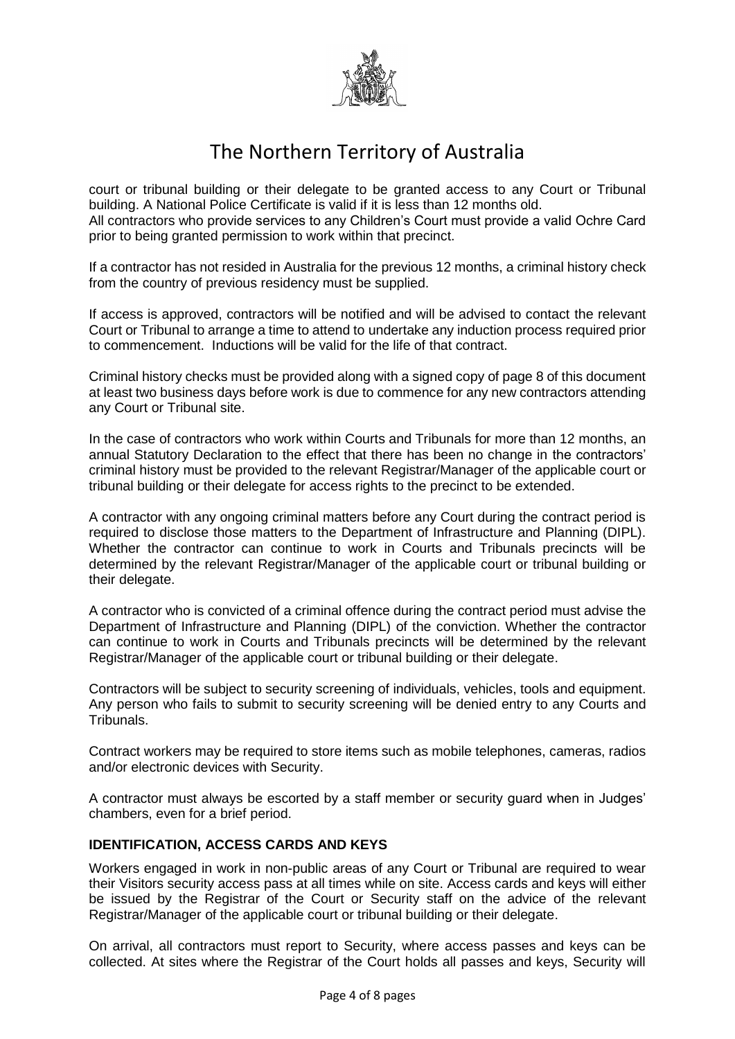court or tribunal building or their delegate to be granted access to any Court or Tribunal building. A National Police Certificate is valid if it is less than 12 months old.
All contractors who provide services to any Children's Court must provide a valid Ochre Card prior to being granted permission to work within that precinct.

If a contractor has not resided in Australia for the previous 12 months, a criminal history check from the country of previous residency must be supplied.

If access is approved, contractors will be notified and will be advised to contact the relevant Court or Tribunal to arrange a time to attend to undertake any induction process required prior to commencement. Inductions will be valid for the life of that contract.

Criminal history checks must be provided along with a signed copy of page 8 of this document at least two business days before work is due to commence for any new contractors attending any Court or Tribunal site.

In the case of contractors who work within Courts and Tribunals for more than 12 months, an annual Statutory Declaration to the effect that there has been no change in the contractors' criminal history must be provided to the relevant Registrar/Manager of the applicable court or tribunal building or their delegate for access rights to the precinct to be extended.

A contractor with any ongoing criminal matters before any Court during the contract period is required to disclose those matters to the Department of Infrastructure and Planning (DIPL). Whether the contractor can continue to work in Courts and Tribunals precincts will be determined by the relevant Registrar/Manager of the applicable court or tribunal building or their delegate.

A contractor who is convicted of a criminal offence during the contract period must advise the Department of Infrastructure and Planning (DIPL) of the conviction. Whether the contractor can continue to work in Courts and Tribunals precincts will be determined by the relevant Registrar/Manager of the applicable court or tribunal building or their delegate.

Contractors will be subject to security screening of individuals, vehicles, tools and equipment. Any person who fails to submit to security screening will be denied entry to any Courts and Tribunals.

Contract workers may be required to store items such as mobile telephones, cameras, radios and/or electronic devices with Security.

A contractor must always be escorted by a staff member or security guard when in Judges' chambers, even for a brief period.

## IDENTIFICATION, ACCESS CARDS AND KEYS

Workers engaged in work in non-public areas of any Court or Tribunal are required to wear their Visitors security access pass at all times while on site. Access cards and keys will either be issued by the Registrar of the Court or Security staff on the advice of the relevant Registrar/Manager of the applicable court or tribunal building or their delegate.

On arrival, all contractors must report to Security, where access passes and keys can be collected. At sites where the Registrar of the Court holds all passes and keys, Security will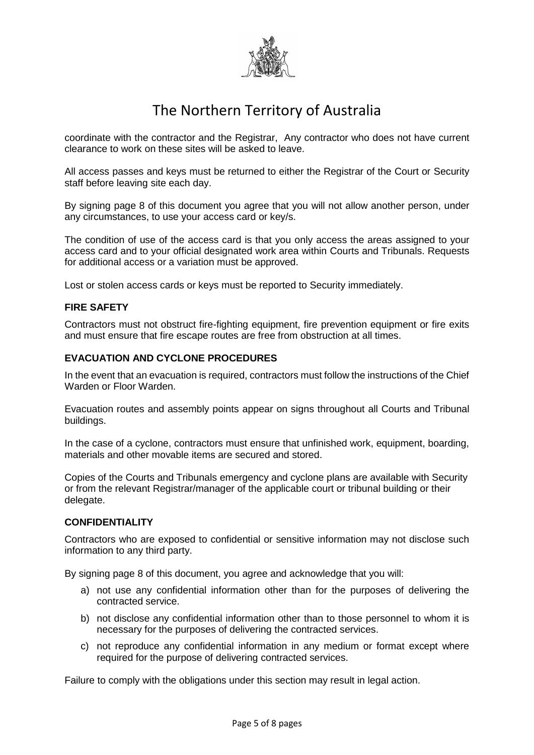coordinate with the contractor and the Registrar, Any contractor who does not have current clearance to work on these sites will be asked to leave.

All access passes and keys must be returned to either the Registrar of the Court or Security staff before leaving site each day.

By signing page 8 of this document you agree that you will not allow another person, under any circumstances, to use your access card or key/s.

The condition of use of the access card is that you only access the areas assigned to your access card and to your official designated work area within Courts and Tribunals. Requests for additional access or a variation must be approved.

Lost or stolen access cards or keys must be reported to Security immediately.

**FIRE SAFETY**

Contractors must not obstruct fire-fighting equipment, fire prevention equipment or fire exits and must ensure that fire escape routes are free from obstruction at all times.

**EVACUATION AND CYCLONE PROCEDURES**

In the event that an evacuation is required, contractors must follow the instructions of the Chief Warden or Floor Warden.

Evacuation routes and assembly points appear on signs throughout all Courts and Tribunal buildings.

In the case of a cyclone, contractors must ensure that unfinished work, equipment, boarding, materials and other movable items are secured and stored.

Copies of the Courts and Tribunals emergency and cyclone plans are available with Security or from the relevant Registrar/manager of the applicable court or tribunal building or their delegate.

**CONFIDENTIALITY**

Contractors who are exposed to confidential or sensitive information may not disclose such information to any third party.

By signing page 8 of this document, you agree and acknowledge that you will:

a) not use any confidential information other than for the purposes of delivering the contracted service.
b) not disclose any confidential information other than to those personnel to whom it is necessary for the purposes of delivering the contracted services.
c) not reproduce any confidential information in any medium or format except where required for the purpose of delivering contracted services.

Failure to comply with the obligations under this section may result in legal action.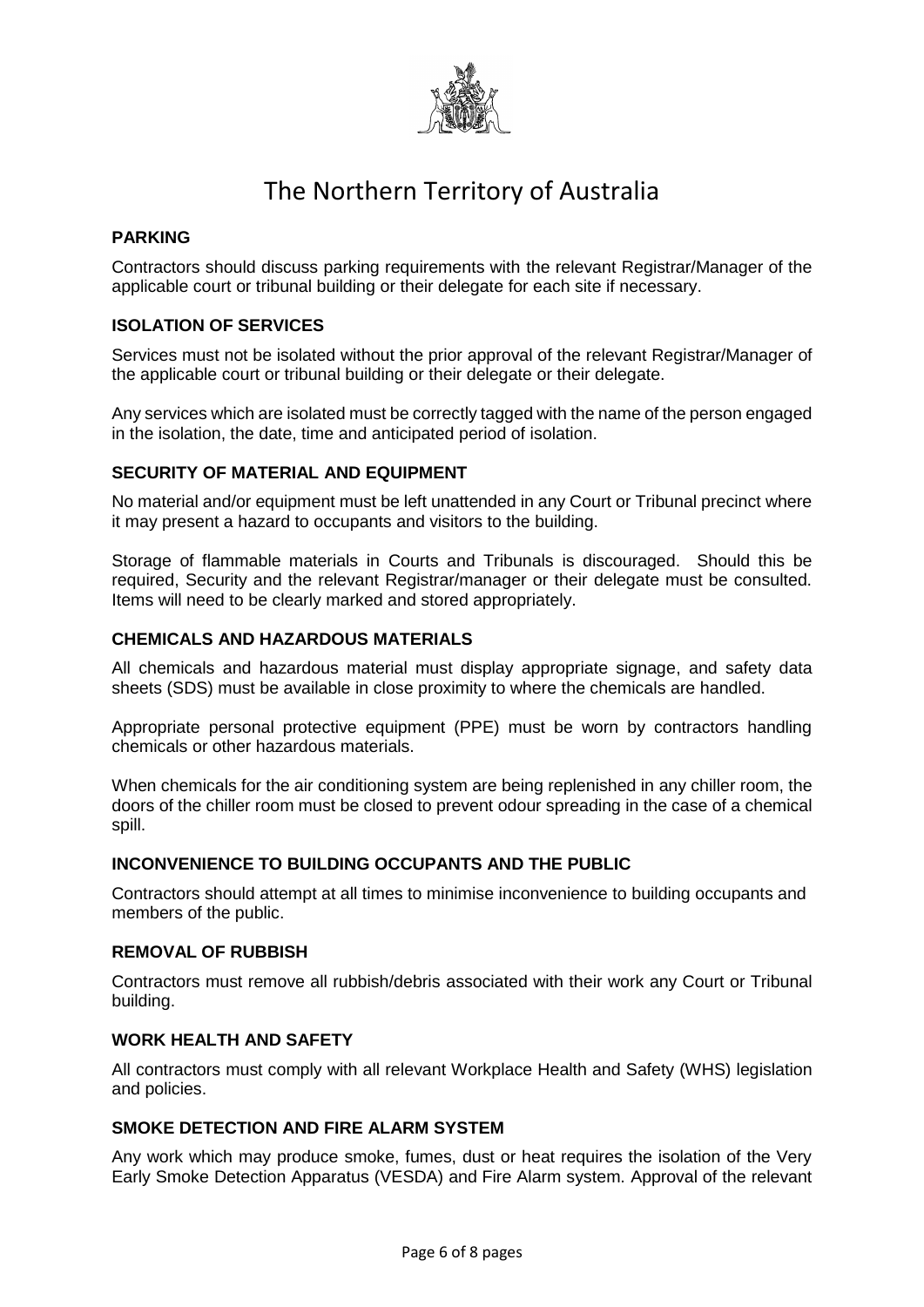# The Northern Territory of Australia

### PARKING

Contractors should discuss parking requirements with the relevant Registrar/Manager of the applicable court or tribunal building or their delegate for each site if necessary.

### ISOLATION OF SERVICES

Services must not be isolated without the prior approval of the relevant Registrar/Manager of the applicable court or tribunal building or their delegate or their delegate.

Any services which are isolated must be correctly tagged with the name of the person engaged in the isolation, the date, time and anticipated period of isolation.

### SECURITY OF MATERIAL AND EQUIPMENT

No material and/or equipment must be left unattended in any Court or Tribunal precinct where it may present a hazard to occupants and visitors to the building.

Storage of flammable materials in Courts and Tribunals is discouraged. Should this be required, Security and the relevant Registrar/manager or their delegate must be consulted. Items will need to be clearly marked and stored appropriately.

### CHEMICALS AND HAZARDOUS MATERIALS

All chemicals and hazardous material must display appropriate signage, and safety data sheets (SDS) must be available in close proximity to where the chemicals are handled.

Appropriate personal protective equipment (PPE) must be worn by contractors handling chemicals or other hazardous materials.

When chemicals for the air conditioning system are being replenished in any chiller room, the doors of the chiller room must be closed to prevent odour spreading in the case of a chemical spill.

### INCONVENIENCE TO BUILDING OCCUPANTS AND THE PUBLIC

Contractors should attempt at all times to minimise inconvenience to building occupants and members of the public.

### REMOVAL OF RUBBISH

Contractors must remove all rubbish/debris associated with their work any Court or Tribunal building.

### WORK HEALTH AND SAFETY

All contractors must comply with all relevant Workplace Health and Safety (WHS) legislation and policies.

### SMOKE DETECTION AND FIRE ALARM SYSTEM

Any work which may produce smoke, fumes, dust or heat requires the isolation of the Very Early Smoke Detection Apparatus (VESDA) and Fire Alarm system. Approval of the relevant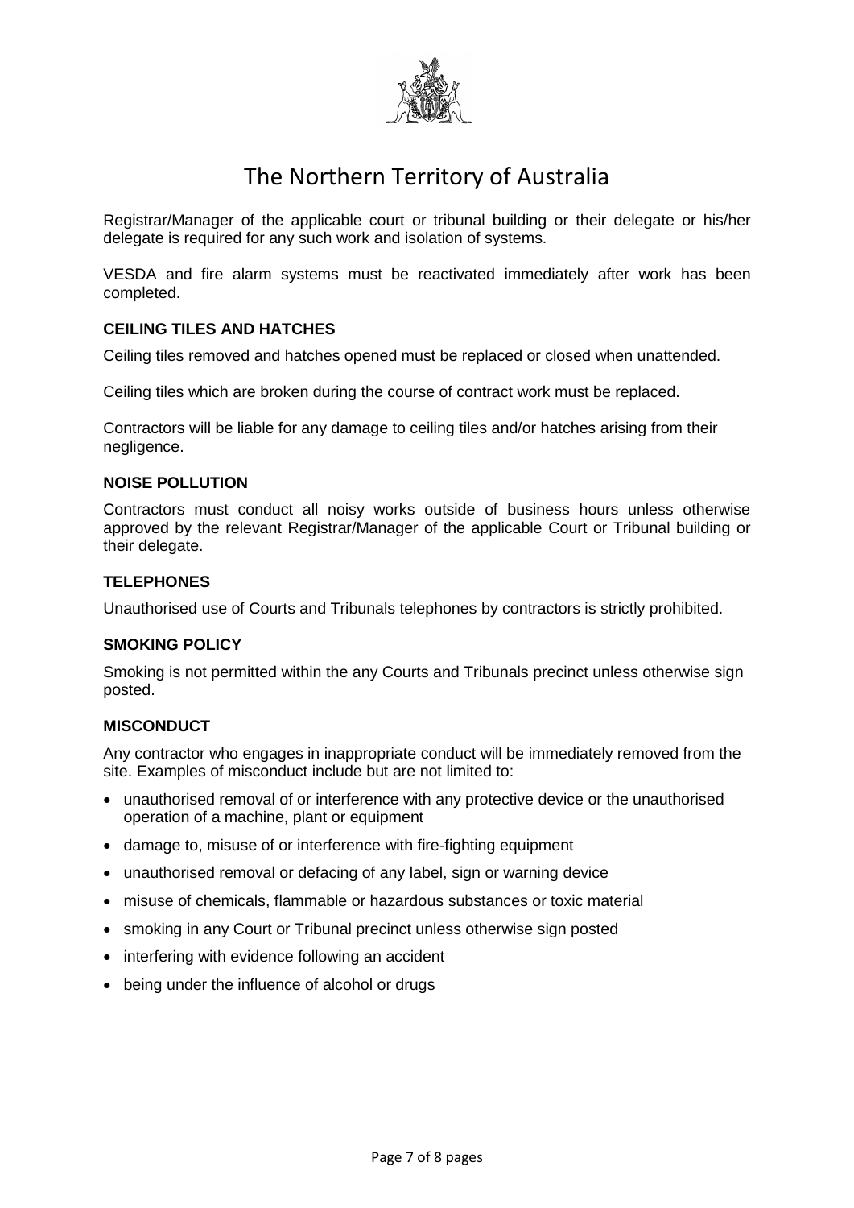Registrar/Manager of the applicable court or tribunal building or their delegate or his/her delegate is required for any such work and isolation of systems.

VESDA and fire alarm systems must be reactivated immediately after work has been completed.

**CEILING TILES AND HATCHES**

Ceiling tiles removed and hatches opened must be replaced or closed when unattended.

Ceiling tiles which are broken during the course of contract work must be replaced.

Contractors will be liable for any damage to ceiling tiles and/or hatches arising from their negligence.

**NOISE POLLUTION**

Contractors must conduct all noisy works outside of business hours unless otherwise approved by the relevant Registrar/Manager of the applicable Court or Tribunal building or their delegate.

**TELEPHONES**

Unauthorised use of Courts and Tribunals telephones by contractors is strictly prohibited.

**SMOKING POLICY**

Smoking is not permitted within the any Courts and Tribunals precinct unless otherwise sign posted.

**MISCONDUCT**

Any contractor who engages in inappropriate conduct will be immediately removed from the site. Examples of misconduct include but are not limited to:

- unauthorised removal of or interference with any protective device or the unauthorised operation of a machine, plant or equipment
- damage to, misuse of or interference with fire-fighting equipment
- unauthorised removal or defacing of any label, sign or warning device
- misuse of chemicals, flammable or hazardous substances or toxic material
- smoking in any Court or Tribunal precinct unless otherwise sign posted
- interfering with evidence following an accident
- being under the influence of alcohol or drugs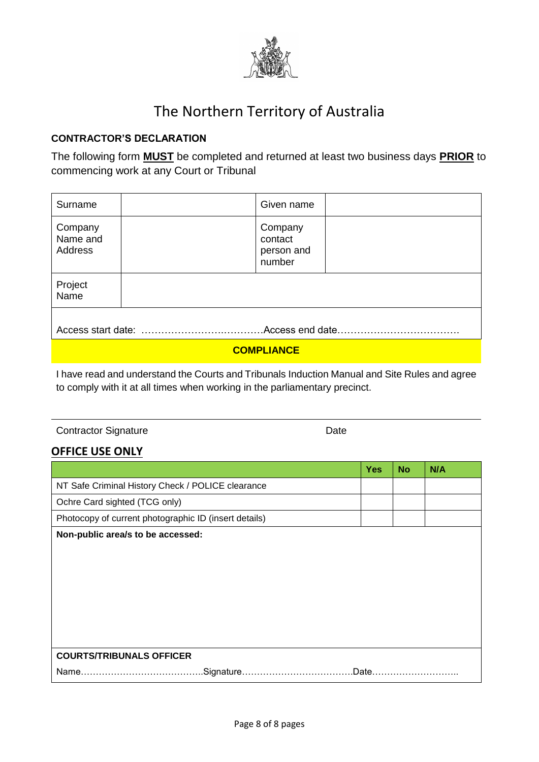# The Northern Territory of Australia

**CONTRACTOR'S DECLARATION**

The following form **MUST** be completed and returned at least two business days **PRIOR** to commencing work at any Court or Tribunal

| | | | |
|---|---|---|---|
| Surname | | Given name | |
| Company Name and Address | | Company contact person and number | |
| Project Name | | | |

Access start date: ……………………..…………Access end date………………………………

| |
|---|
| **COMPLIANCE** |

I have read and understand the Courts and Tribunals Induction Manual and Site Rules and agree to comply with it at all times when working in the parliamentary precinct.

Contractor Signature　　　　　　　　　　　　　　　　Date

## OFFICE USE ONLY

| | Yes | No | N/A |
|---|---|---|---|
| NT Safe Criminal History Check / POLICE clearance | | | |
| Ochre Card sighted (TCG only) | | | |
| Photocopy of current photographic ID (insert details) | | | |

**Non-public area/s to be accessed:**

**COURTS/TRIBUNALS OFFICER**

Name…………………………………..Signature………………………………Date……………………….